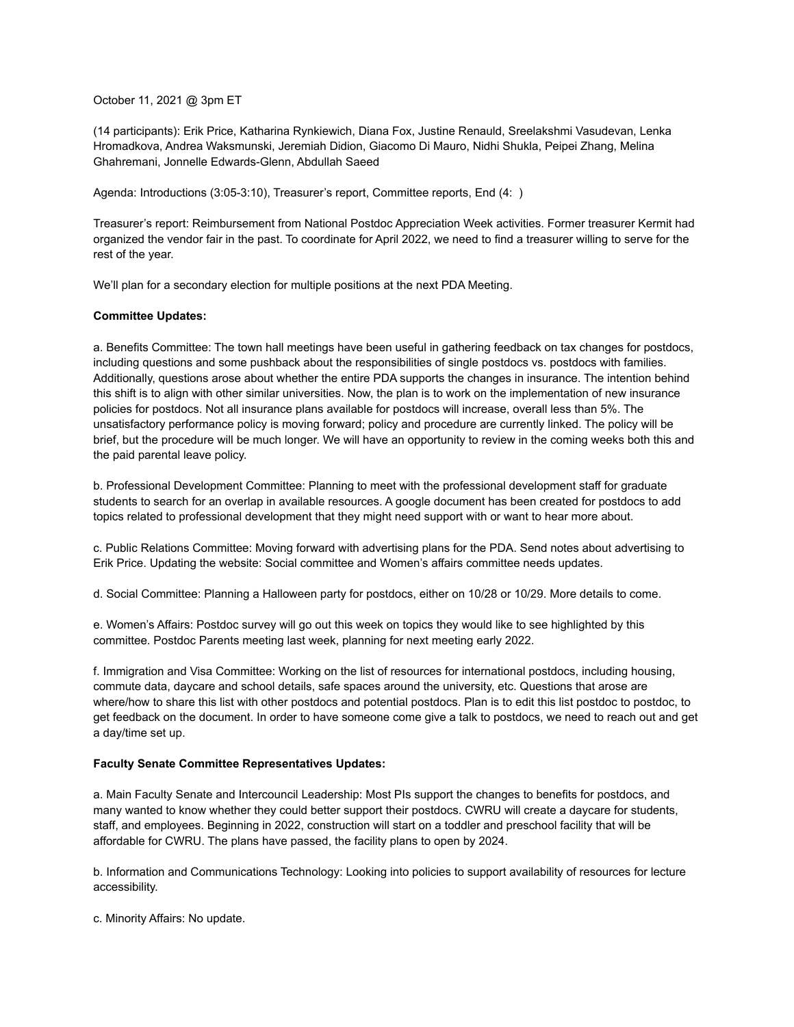October 11, 2021 @ 3pm ET

(14 participants): Erik Price, Katharina Rynkiewich, Diana Fox, Justine Renauld, Sreelakshmi Vasudevan, Lenka Hromadkova, Andrea Waksmunski, Jeremiah Didion, Giacomo Di Mauro, Nidhi Shukla, Peipei Zhang, Melina Ghahremani, Jonnelle Edwards-Glenn, Abdullah Saeed

Agenda: Introductions (3:05-3:10), Treasurer's report, Committee reports, End (4:  )

Treasurer's report: Reimbursement from National Postdoc Appreciation Week activities. Former treasurer Kermit had organized the vendor fair in the past. To coordinate for April 2022, we need to find a treasurer willing to serve for the rest of the year.

We'll plan for a secondary election for multiple positions at the next PDA Meeting.

**Committee Updates:**

a. Benefits Committee: The town hall meetings have been useful in gathering feedback on tax changes for postdocs, including questions and some pushback about the responsibilities of single postdocs vs. postdocs with families. Additionally, questions arose about whether the entire PDA supports the changes in insurance. The intention behind this shift is to align with other similar universities. Now, the plan is to work on the implementation of new insurance policies for postdocs. Not all insurance plans available for postdocs will increase, overall less than 5%. The unsatisfactory performance policy is moving forward; policy and procedure are currently linked. The policy will be brief, but the procedure will be much longer. We will have an opportunity to review in the coming weeks both this and the paid parental leave policy.

b. Professional Development Committee: Planning to meet with the professional development staff for graduate students to search for an overlap in available resources. A google document has been created for postdocs to add topics related to professional development that they might need support with or want to hear more about.

c. Public Relations Committee: Moving forward with advertising plans for the PDA. Send notes about advertising to Erik Price. Updating the website: Social committee and Women's affairs committee needs updates.

d. Social Committee: Planning a Halloween party for postdocs, either on 10/28 or 10/29. More details to come.

e. Women's Affairs: Postdoc survey will go out this week on topics they would like to see highlighted by this committee. Postdoc Parents meeting last week, planning for next meeting early 2022.

f. Immigration and Visa Committee: Working on the list of resources for international postdocs, including housing, commute data, daycare and school details, safe spaces around the university, etc. Questions that arose are where/how to share this list with other postdocs and potential postdocs. Plan is to edit this list postdoc to postdoc, to get feedback on the document. In order to have someone come give a talk to postdocs, we need to reach out and get a day/time set up.

**Faculty Senate Committee Representatives Updates:**

a. Main Faculty Senate and Intercouncil Leadership: Most PIs support the changes to benefits for postdocs, and many wanted to know whether they could better support their postdocs. CWRU will create a daycare for students, staff, and employees. Beginning in 2022, construction will start on a toddler and preschool facility that will be affordable for CWRU. The plans have passed, the facility plans to open by 2024.

b. Information and Communications Technology: Looking into policies to support availability of resources for lecture accessibility.

c. Minority Affairs: No update.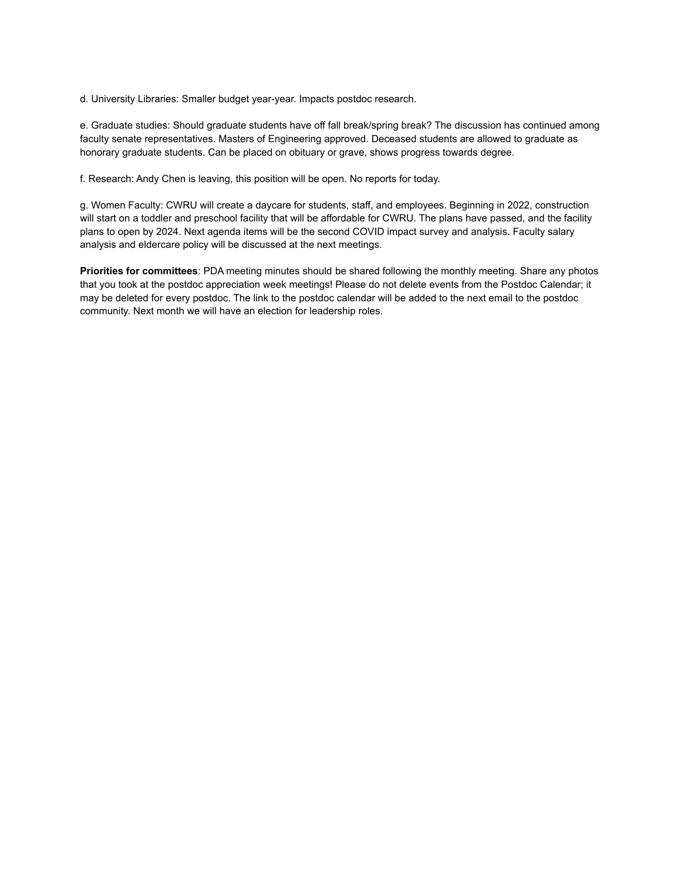d. University Libraries: Smaller budget year-year. Impacts postdoc research.

e. Graduate studies: Should graduate students have off fall break/spring break? The discussion has continued among faculty senate representatives. Masters of Engineering approved. Deceased students are allowed to graduate as honorary graduate students. Can be placed on obituary or grave, shows progress towards degree.

f. Research: Andy Chen is leaving, this position will be open. No reports for today.

g. Women Faculty: CWRU will create a daycare for students, staff, and employees. Beginning in 2022, construction will start on a toddler and preschool facility that will be affordable for CWRU. The plans have passed, and the facility plans to open by 2024. Next agenda items will be the second COVID impact survey and analysis. Faculty salary analysis and eldercare policy will be discussed at the next meetings.

**Priorities for committees**: PDA meeting minutes should be shared following the monthly meeting. Share any photos that you took at the postdoc appreciation week meetings! Please do not delete events from the Postdoc Calendar; it may be deleted for every postdoc. The link to the postdoc calendar will be added to the next email to the postdoc community. Next month we will have an election for leadership roles.